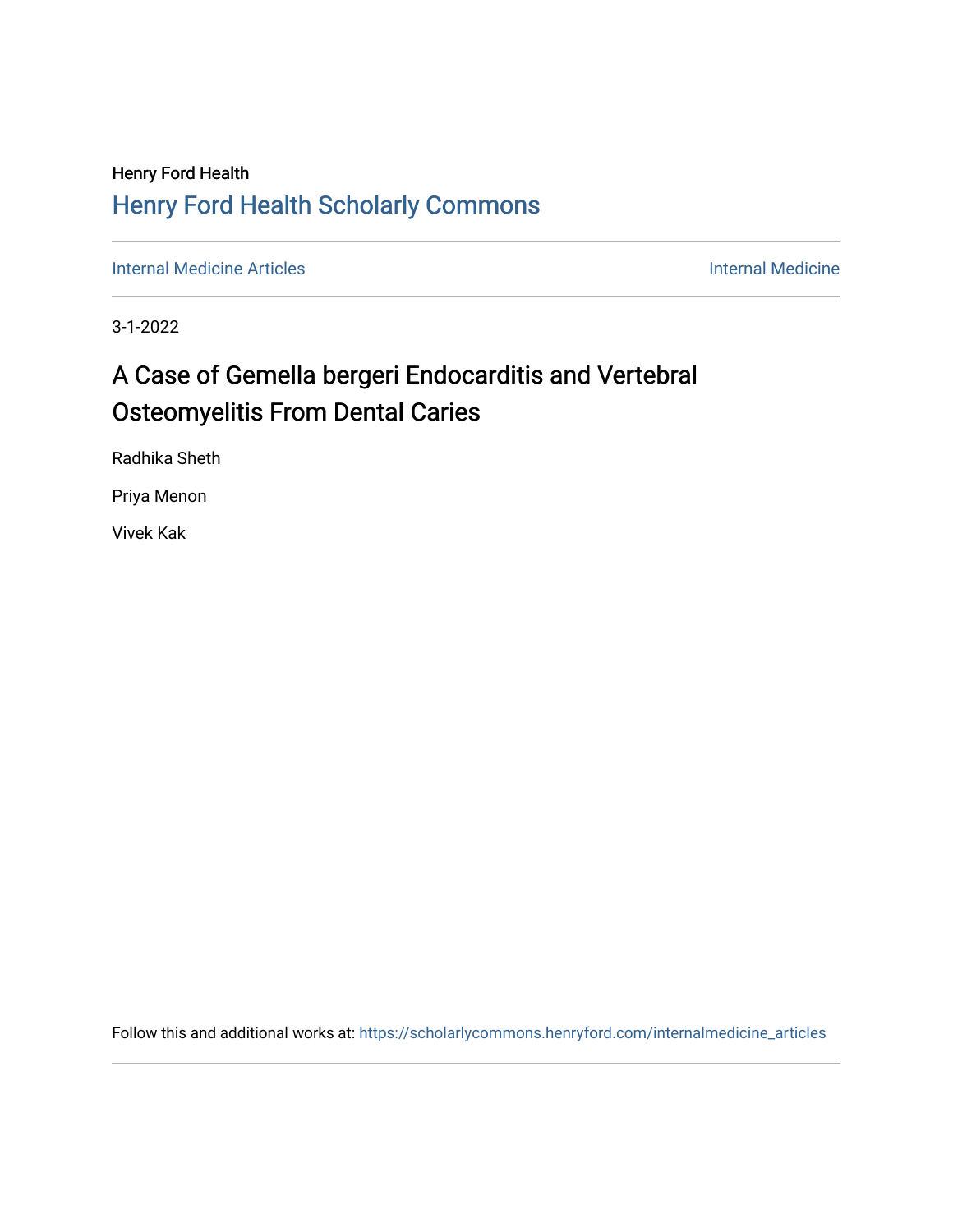Henry Ford Health

## Henry Ford Health Scholarly Commons

Internal Medicine Articles | Internal Medicine

3-1-2022

# A Case of Gemella bergeri Endocarditis and Vertebral Osteomyelitis From Dental Caries

Radhika Sheth

Priya Menon

Vivek Kak

Follow this and additional works at: https://scholarlycommons.henryford.com/internalmedicine_articles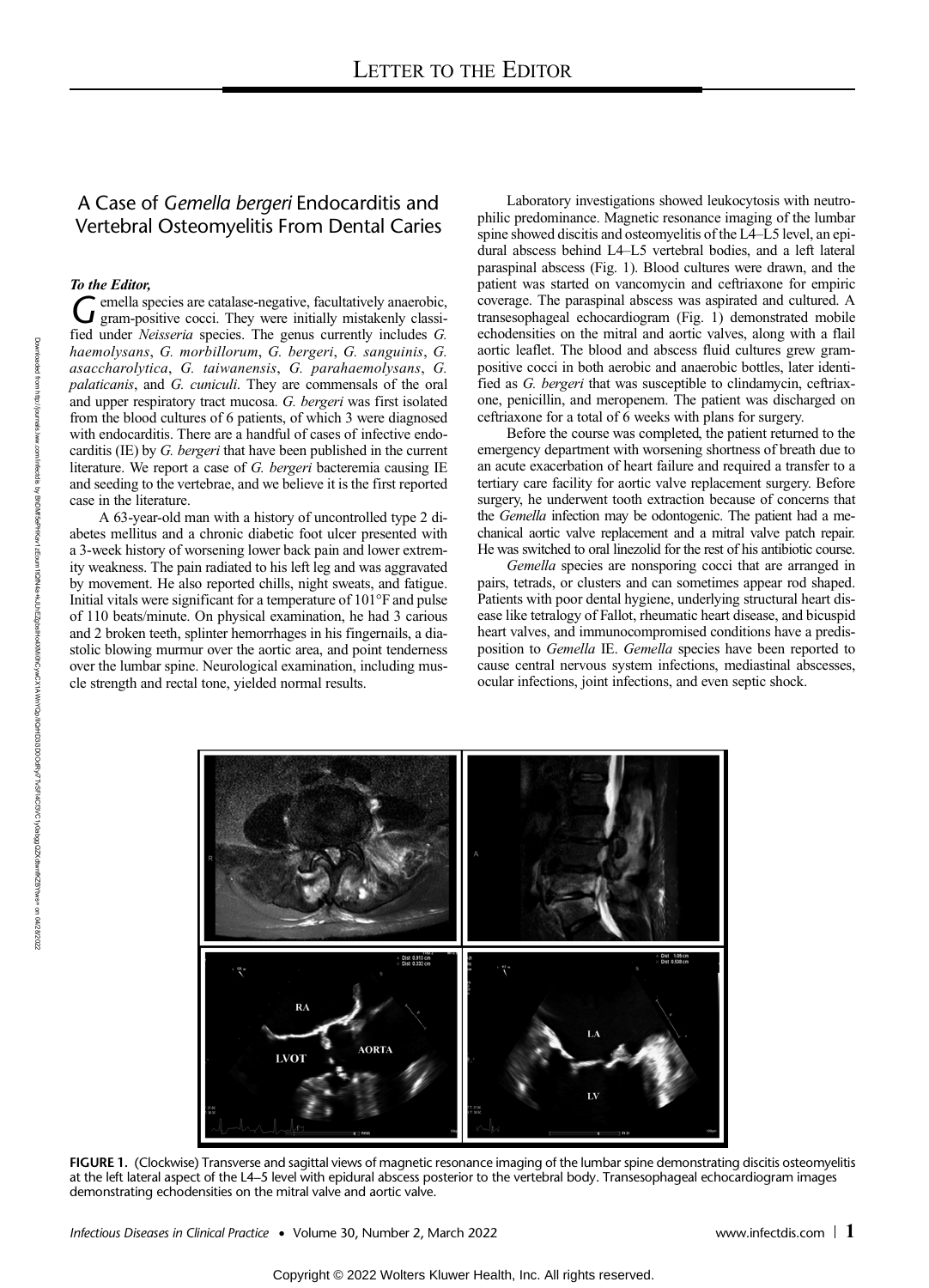# Letter to the Editor

## A Case of *Gemella bergeri* Endocarditis and Vertebral Osteomyelitis From Dental Caries

***To the Editor,***

*Gemella* species are catalase-negative, facultatively anaerobic, gram-positive cocci. They were initially mistakenly classified under *Neisseria* species. The genus currently includes *G. haemolysans*, *G. morbillorum*, *G. bergeri*, *G. sanguinis*, *G. asaccharolytica*, *G. taiwanensis*, *G. parahaemolysans*, *G. palaticanis*, and *G. cuniculi*. They are commensals of the oral and upper respiratory tract mucosa. *G. bergeri* was first isolated from the blood cultures of 6 patients, of which 3 were diagnosed with endocarditis. There are a handful of cases of infective endocarditis (IE) by *G. bergeri* that have been published in the current literature. We report a case of *G. bergeri* bacteremia causing IE and seeding to the vertebrae, and we believe it is the first reported case in the literature.

A 63-year-old man with a history of uncontrolled type 2 diabetes mellitus and a chronic diabetic foot ulcer presented with a 3-week history of worsening lower back pain and lower extremity weakness. The pain radiated to his left leg and was aggravated by movement. He also reported chills, night sweats, and fatigue. Initial vitals were significant for a temperature of 101°F and pulse of 110 beats/minute. On physical examination, he had 3 carious and 2 broken teeth, splinter hemorrhages in his fingernails, a diastolic blowing murmur over the aortic area, and point tenderness over the lumbar spine. Neurological examination, including muscle strength and rectal tone, yielded normal results.

Laboratory investigations showed leukocytosis with neutrophilic predominance. Magnetic resonance imaging of the lumbar spine showed discitis and osteomyelitis of the L4–L5 level, an epidural abscess behind L4–L5 vertebral bodies, and a left lateral paraspinal abscess (Fig. 1). Blood cultures were drawn, and the patient was started on vancomycin and ceftriaxone for empiric coverage. The paraspinal abscess was aspirated and cultured. A transesophageal echocardiogram (Fig. 1) demonstrated mobile echodensities on the mitral and aortic valves, along with a flail aortic leaflet. The blood and abscess fluid cultures grew gram-positive cocci in both aerobic and anaerobic bottles, later identified as *G. bergeri* that was susceptible to clindamycin, ceftriaxone, penicillin, and meropenem. The patient was discharged on ceftriaxone for a total of 6 weeks with plans for surgery.

Before the course was completed, the patient returned to the emergency department with worsening shortness of breath due to an acute exacerbation of heart failure and required a transfer to a tertiary care facility for aortic valve replacement surgery. Before surgery, he underwent tooth extraction because of concerns that the *Gemella* infection may be odontogenic. The patient had a mechanical aortic valve replacement and a mitral valve patch repair. He was switched to oral linezolid for the rest of his antibiotic course.

*Gemella* species are nonsporing cocci that are arranged in pairs, tetrads, or clusters and can sometimes appear rod shaped. Patients with poor dental hygiene, underlying structural heart disease like tetralogy of Fallot, rheumatic heart disease, and bicuspid heart valves, and immunocompromised conditions have a predisposition to *Gemella* IE. *Gemella* species have been reported to cause central nervous system infections, mediastinal abscesses, ocular infections, joint infections, and even septic shock.

**FIGURE 1.** (Clockwise) Transverse and sagittal views of magnetic resonance imaging of the lumbar spine demonstrating discitis osteomyelitis at the left lateral aspect of the L4–5 level with epidural abscess posterior to the vertebral body. Transesophageal echocardiogram images demonstrating echodensities on the mitral valve and aortic valve.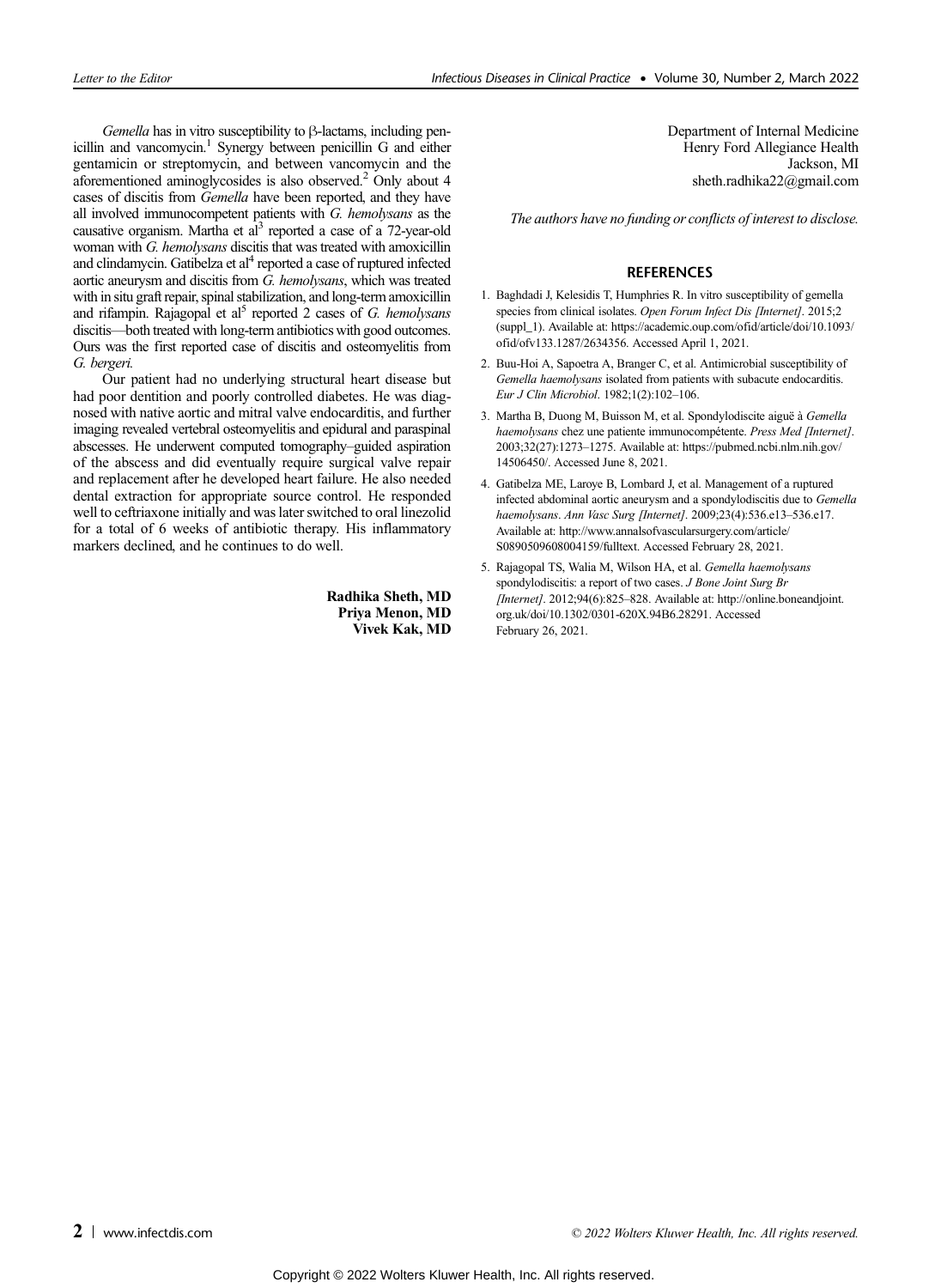*Gemella* has in vitro susceptibility to β-lactams, including penicillin and vancomycin.[1] Synergy between penicillin G and either gentamicin or streptomycin, and between vancomycin and the aforementioned aminoglycosides is also observed.[2] Only about 4 cases of discitis from *Gemella* have been reported, and they have all involved immunocompetent patients with *G. hemolysans* as the causative organism. Martha et al[3] reported a case of a 72-year-old woman with *G. hemolysans* discitis that was treated with amoxicillin and clindamycin. Gatibelza et al[4] reported a case of ruptured infected aortic aneurysm and discitis from *G. hemolysans*, which was treated with in situ graft repair, spinal stabilization, and long-term amoxicillin and rifampin. Rajagopal et al[5] reported 2 cases of *G. hemolysans* discitis—both treated with long-term antibiotics with good outcomes. Ours was the first reported case of discitis and osteomyelitis from *G. bergeri.*

Our patient had no underlying structural heart disease but had poor dentition and poorly controlled diabetes. He was diagnosed with native aortic and mitral valve endocarditis, and further imaging revealed vertebral osteomyelitis and epidural and paraspinal abscesses. He underwent computed tomography–guided aspiration of the abscess and did eventually require surgical valve repair and replacement after he developed heart failure. He also needed dental extraction for appropriate source control. He responded well to ceftriaxone initially and was later switched to oral linezolid for a total of 6 weeks of antibiotic therapy. His inflammatory markers declined, and he continues to do well.

**Radhika Sheth, MD**
**Priya Menon, MD**
**Vivek Kak, MD**

Department of Internal Medicine
Henry Ford Allegiance Health
Jackson, MI
sheth.radhika22@gmail.com

*The authors have no funding or conflicts of interest to disclose.*

## REFERENCES

1. Baghdadi J, Kelesidis T, Humphries R. In vitro susceptibility of gemella species from clinical isolates. *Open Forum Infect Dis [Internet]*. 2015;2 (suppl_1). Available at: https://academic.oup.com/ofid/article/doi/10.1093/ofid/ofv133.1287/2634356. Accessed April 1, 2021.
2. Buu-Hoi A, Sapoetra A, Branger C, et al. Antimicrobial susceptibility of *Gemella haemolysans* isolated from patients with subacute endocarditis. *Eur J Clin Microbiol*. 1982;1(2):102–106.
3. Martha B, Duong M, Buisson M, et al. Spondylodiscite aiguë à *Gemella haemolysans* chez une patiente immunocompétente. *Press Med [Internet]*. 2003;32(27):1273–1275. Available at: https://pubmed.ncbi.nlm.nih.gov/14506450/. Accessed June 8, 2021.
4. Gatibelza ME, Laroye B, Lombard J, et al. Management of a ruptured infected abdominal aortic aneurysm and a spondylodiscitis due to *Gemella haemolysans*. *Ann Vasc Surg [Internet]*. 2009;23(4):536.e13–536.e17. Available at: http://www.annalsofvascularsurgery.com/article/S0890509608004159/fulltext. Accessed February 28, 2021.
5. Rajagopal TS, Walia M, Wilson HA, et al. *Gemella haemolysans* spondylodiscitis: a report of two cases. *J Bone Joint Surg Br [Internet]*. 2012;94(6):825–828. Available at: http://online.boneandjoint.org.uk/doi/10.1302/0301-620X.94B6.28291. Accessed February 26, 2021.